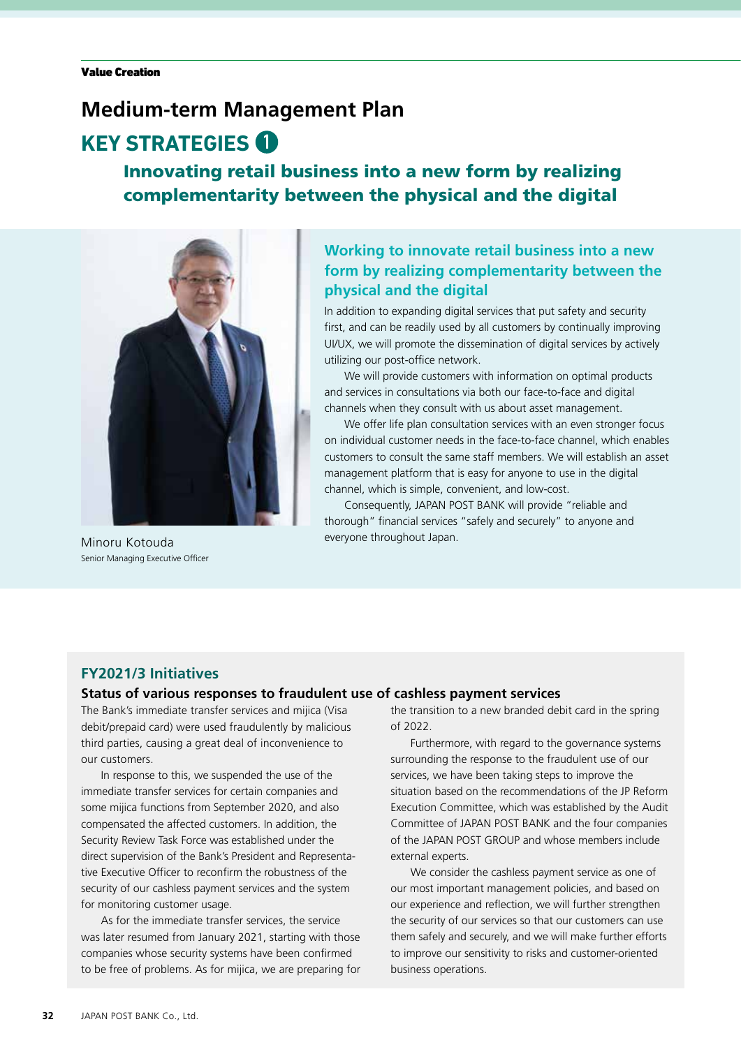Value Creation

# Medium-term Management Plan

## KEY STRATEGIES ❶

### Innovating retail business into a new form by realizing complementarity between the physical and the digital

Minoru Kotouda
Senior Managing Executive Officer

### Working to innovate retail business into a new form by realizing complementarity between the physical and the digital

In addition to expanding digital services that put safety and security first, and can be readily used by all customers by continually improving UI/UX, we will promote the dissemination of digital services by actively utilizing our post-office network.

We will provide customers with information on optimal products and services in consultations via both our face-to-face and digital channels when they consult with us about asset management.

We offer life plan consultation services with an even stronger focus on individual customer needs in the face-to-face channel, which enables customers to consult the same staff members. We will establish an asset management platform that is easy for anyone to use in the digital channel, which is simple, convenient, and low-cost.

Consequently, JAPAN POST BANK will provide "reliable and thorough" financial services "safely and securely" to anyone and everyone throughout Japan.

### FY2021/3 Initiatives

#### Status of various responses to fraudulent use of cashless payment services

The Bank's immediate transfer services and mijica (Visa debit/prepaid card) were used fraudulently by malicious third parties, causing a great deal of inconvenience to our customers.

In response to this, we suspended the use of the immediate transfer services for certain companies and some mijica functions from September 2020, and also compensated the affected customers. In addition, the Security Review Task Force was established under the direct supervision of the Bank's President and Representative Executive Officer to reconfirm the robustness of the security of our cashless payment services and the system for monitoring customer usage.

As for the immediate transfer services, the service was later resumed from January 2021, starting with those companies whose security systems have been confirmed to be free of problems. As for mijica, we are preparing for the transition to a new branded debit card in the spring of 2022.

Furthermore, with regard to the governance systems surrounding the response to the fraudulent use of our services, we have been taking steps to improve the situation based on the recommendations of the JP Reform Execution Committee, which was established by the Audit Committee of JAPAN POST BANK and the four companies of the JAPAN POST GROUP and whose members include external experts.

We consider the cashless payment service as one of our most important management policies, and based on our experience and reflection, we will further strengthen the security of our services so that our customers can use them safely and securely, and we will make further efforts to improve our sensitivity to risks and customer-oriented business operations.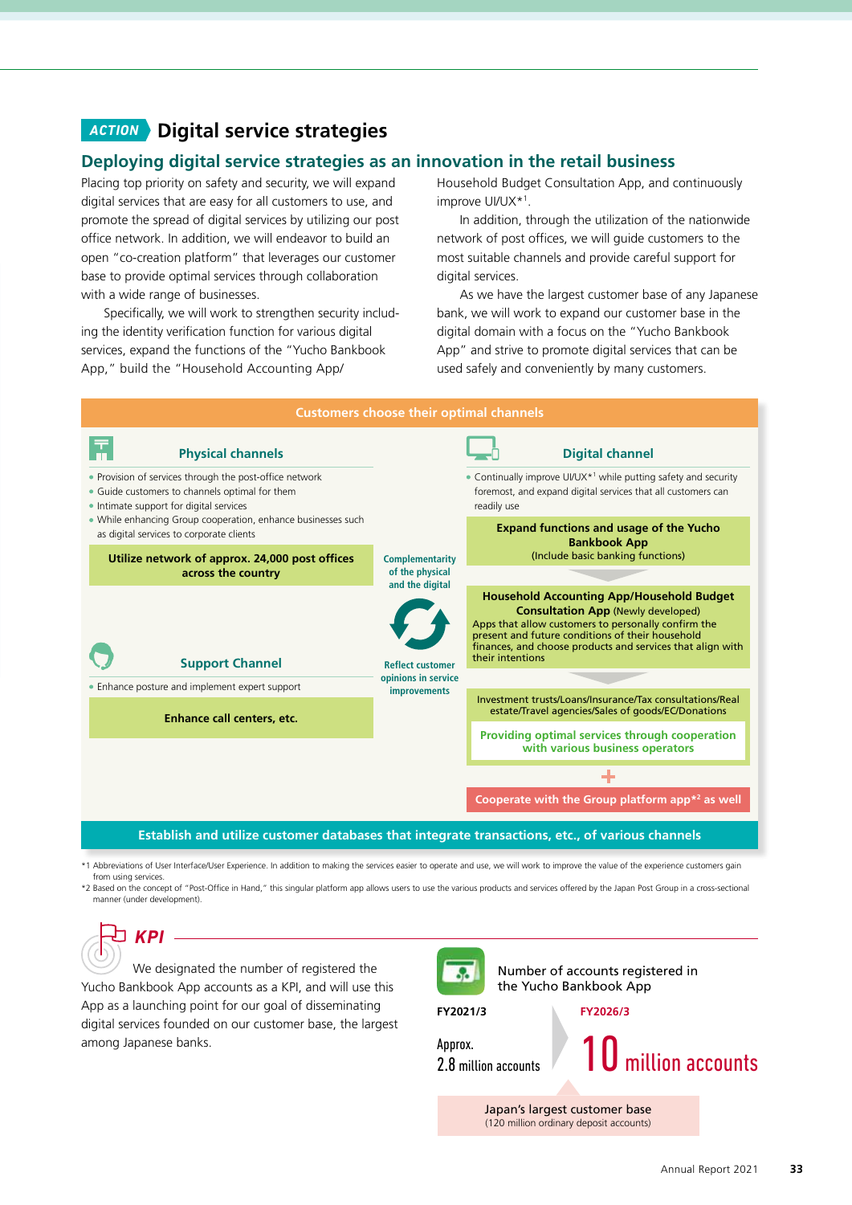## ACTION Digital service strategies

### Deploying digital service strategies as an innovation in the retail business

Placing top priority on safety and security, we will expand digital services that are easy for all customers to use, and promote the spread of digital services by utilizing our post office network. In addition, we will endeavor to build an open "co-creation platform" that leverages our customer base to provide optimal services through collaboration with a wide range of businesses.

Specifically, we will work to strengthen security including the identity verification function for various digital services, expand the functions of the "Yucho Bankbook App," build the "Household Accounting App/Household Budget Consultation App, and continuously improve UI/UX*[1].

In addition, through the utilization of the nationwide network of post offices, we will guide customers to the most suitable channels and provide careful support for digital services.

As we have the largest customer base of any Japanese bank, we will work to expand our customer base in the digital domain with a focus on the "Yucho Bankbook App" and strive to promote digital services that can be used safely and conveniently by many customers.

**Customers choose their optimal channels**

**Physical channels**

- Provision of services through the post-office network
- Guide customers to channels optimal for them
- Intimate support for digital services
- While enhancing Group cooperation, enhance businesses such as digital services to corporate clients

**Utilize network of approx. 24,000 post offices across the country**

**Support Channel**

- Enhance posture and implement expert support

**Enhance call centers, etc.**

**Complementarity of the physical and the digital**

**Reflect customer opinions in service improvements**

**Digital channel**

- Continually improve UI/UX*[1] while putting safety and security foremost, and expand digital services that all customers can readily use

**Expand functions and usage of the Yucho Bankbook App**
(Include basic banking functions)

**Household Accounting App/Household Budget Consultation App** (Newly developed)
Apps that allow customers to personally confirm the present and future conditions of their household finances, and choose products and services that align with their intentions

Investment trusts/Loans/Insurance/Tax consultations/Real estate/Travel agencies/Sales of goods/EC/Donations

**Providing optimal services through cooperation with various business operators**

+

**Cooperate with the Group platform app*[2] as well**

**Establish and utilize customer databases that integrate transactions, etc., of various channels**

*1 Abbreviations of User Interface/User Experience. In addition to making the services easier to operate and use, we will work to improve the value of the experience customers gain from using services.
*2 Based on the concept of "Post-Office in Hand," this singular platform app allows users to use the various products and services offered by the Japan Post Group in a cross-sectional manner (under development).

### KPI

We designated the number of registered the Yucho Bankbook App accounts as a KPI, and will use this App as a launching point for our goal of disseminating digital services founded on our customer base, the largest among Japanese banks.

**Number of accounts registered in the Yucho Bankbook App**

| FY2021/3 | FY2026/3 |
|---|---|
| Approx. 2.8 million accounts | 10 million accounts |

Japan's largest customer base
(120 million ordinary deposit accounts)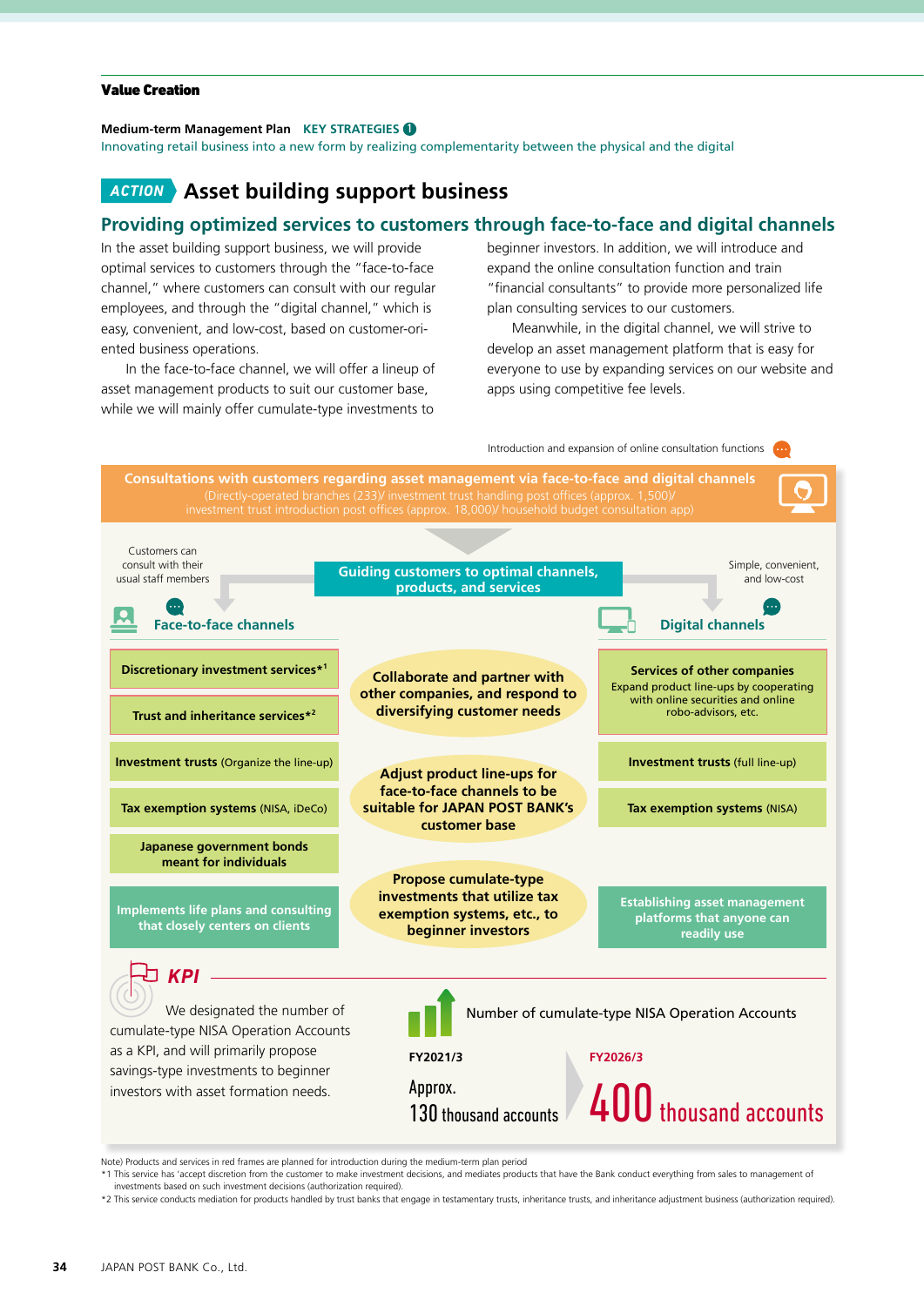Value Creation

**Medium-term Management Plan** KEY STRATEGIES 1
Innovating retail business into a new form by realizing complementarity between the physical and the digital

# ACTION Asset building support business

## Providing optimized services to customers through face-to-face and digital channels

In the asset building support business, we will provide optimal services to customers through the "face-to-face channel," where customers can consult with our regular employees, and through the "digital channel," which is easy, convenient, and low-cost, based on customer-oriented business operations.

In the face-to-face channel, we will offer a lineup of asset management products to suit our customer base, while we will mainly offer cumulate-type investments to beginner investors. In addition, we will introduce and expand the online consultation function and train "financial consultants" to provide more personalized life plan consulting services to our customers.

Meanwhile, in the digital channel, we will strive to develop an asset management platform that is easy for everyone to use by expanding services on our website and apps using competitive fee levels.

Introduction and expansion of online consultation functions

**Consultations with customers regarding asset management via face-to-face and digital channels**
(Directly-operated branches (233)/ investment trust handling post offices (approx. 1,500)/ investment trust introduction post offices (approx. 18,000)/ household budget consultation app)

**Guiding customers to optimal channels, products, and services**

Customers can consult with their usual staff members

Simple, convenient, and low-cost

| Face-to-face channels | | Digital channels |
|---|---|---|
| **Discretionary investment services**\*1 | **Collaborate and partner with other companies, and respond to diversifying customer needs** | **Services of other companies** Expand product line-ups by cooperating with online securities and online robo-advisors, etc. |
| **Trust and inheritance services**\*2 | | |
| **Investment trusts** (Organize the line-up) | **Adjust product line-ups for face-to-face channels to be suitable for JAPAN POST BANK's customer base** | **Investment trusts** (full line-up) |
| **Tax exemption systems** (NISA, iDeCo) | | **Tax exemption systems** (NISA) |
| **Japanese government bonds meant for individuals** | | |
| **Implements life plans and consulting that closely centers on clients** | **Propose cumulate-type investments that utilize tax exemption systems, etc., to beginner investors** | **Establishing asset management platforms that anyone can readily use** |

### KPI

We designated the number of cumulate-type NISA Operation Accounts as a KPI, and will primarily propose savings-type investments to beginner investors with asset formation needs.

Number of cumulate-type NISA Operation Accounts

| FY2021/3 | FY2026/3 |
|---|---|
| Approx. 130 thousand accounts | 400 thousand accounts |

Note) Products and services in red frames are planned for introduction during the medium-term plan period

\*1 This service has 'accept discretion from the customer to make investment decisions, and mediates products that have the Bank conduct everything from sales to management of investments based on such investment decisions (authorization required).

\*2 This service conducts mediation for products handled by trust banks that engage in testamentary trusts, inheritance trusts, and inheritance adjustment business (authorization required).

JAPAN POST BANK Co., Ltd.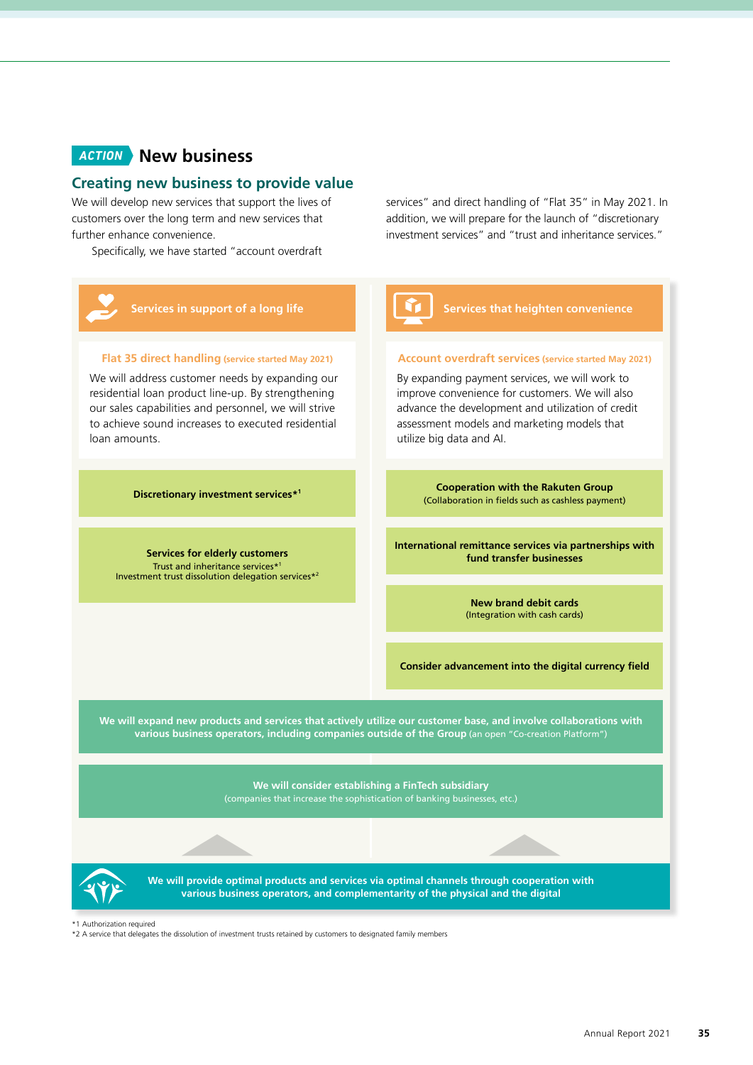## ACTION New business

### Creating new business to provide value

We will develop new services that support the lives of customers over the long term and new services that further enhance convenience.

Specifically, we have started "account overdraft services" and direct handling of "Flat 35" in May 2021. In addition, we will prepare for the launch of "discretionary investment services" and "trust and inheritance services."

#### Services in support of a long life

**Flat 35 direct handling** (service started May 2021)

We will address customer needs by expanding our residential loan product line-up. By strengthening our sales capabilities and personnel, we will strive to achieve sound increases to executed residential loan amounts.

**Discretionary investment services*1**

**Services for elderly customers**
Trust and inheritance services*1
Investment trust dissolution delegation services*2

#### Services that heighten convenience

**Account overdraft services** (service started May 2021)

By expanding payment services, we will work to improve convenience for customers. We will also advance the development and utilization of credit assessment models and marketing models that utilize big data and AI.

**Cooperation with the Rakuten Group**
(Collaboration in fields such as cashless payment)

**International remittance services via partnerships with fund transfer businesses**

**New brand debit cards**
(Integration with cash cards)

**Consider advancement into the digital currency field**

**We will expand new products and services that actively utilize our customer base, and involve collaborations with various business operators, including companies outside of the Group** (an open "Co-creation Platform")

**We will consider establishing a FinTech subsidiary**
(companies that increase the sophistication of banking businesses, etc.)

**We will provide optimal products and services via optimal channels through cooperation with various business operators, and complementarity of the physical and the digital**

*1 Authorization required
*2 A service that delegates the dissolution of investment trusts retained by customers to designated family members